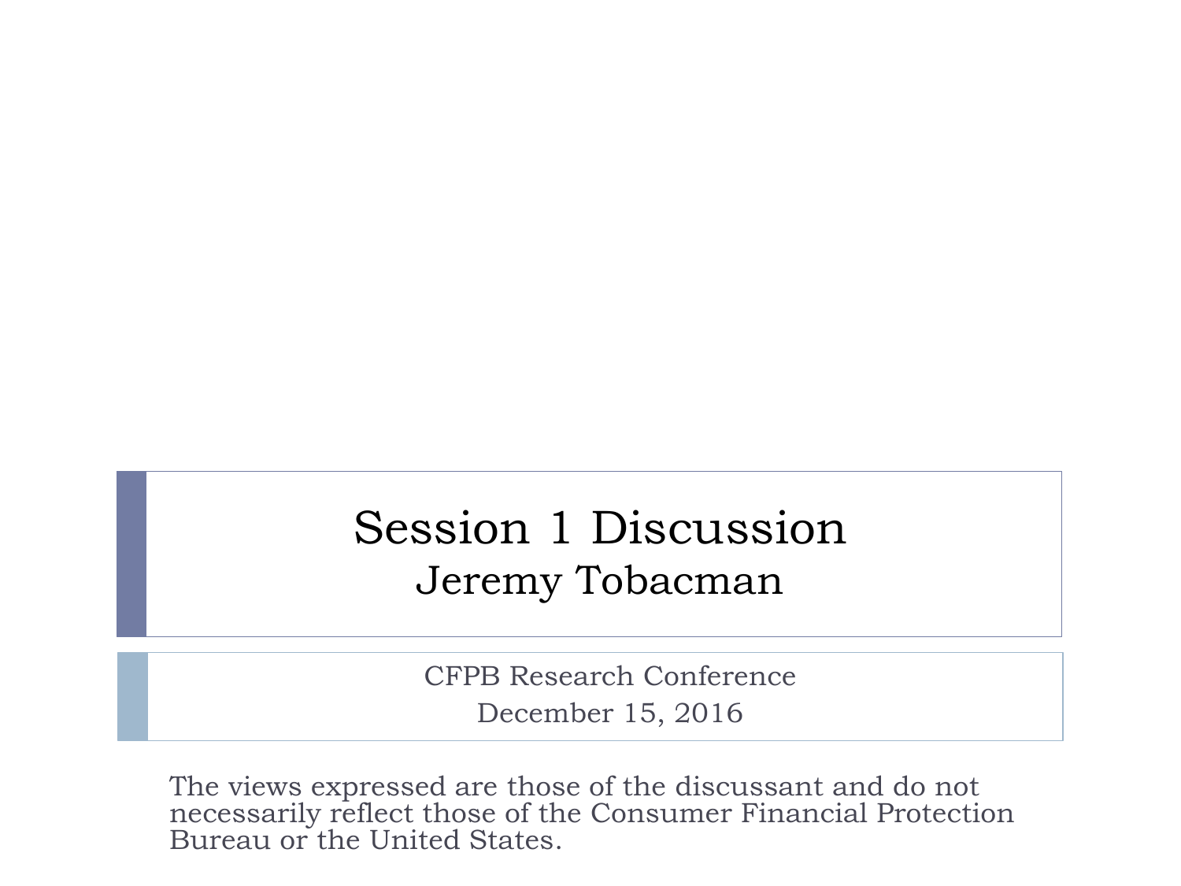# Session 1 Discussion

## Jeremy Tobacman

CFPB Research Conference

December 15, 2016

The views expressed are those of the discussant and do not necessarily reflect those of the Consumer Financial Protection Bureau or the United States.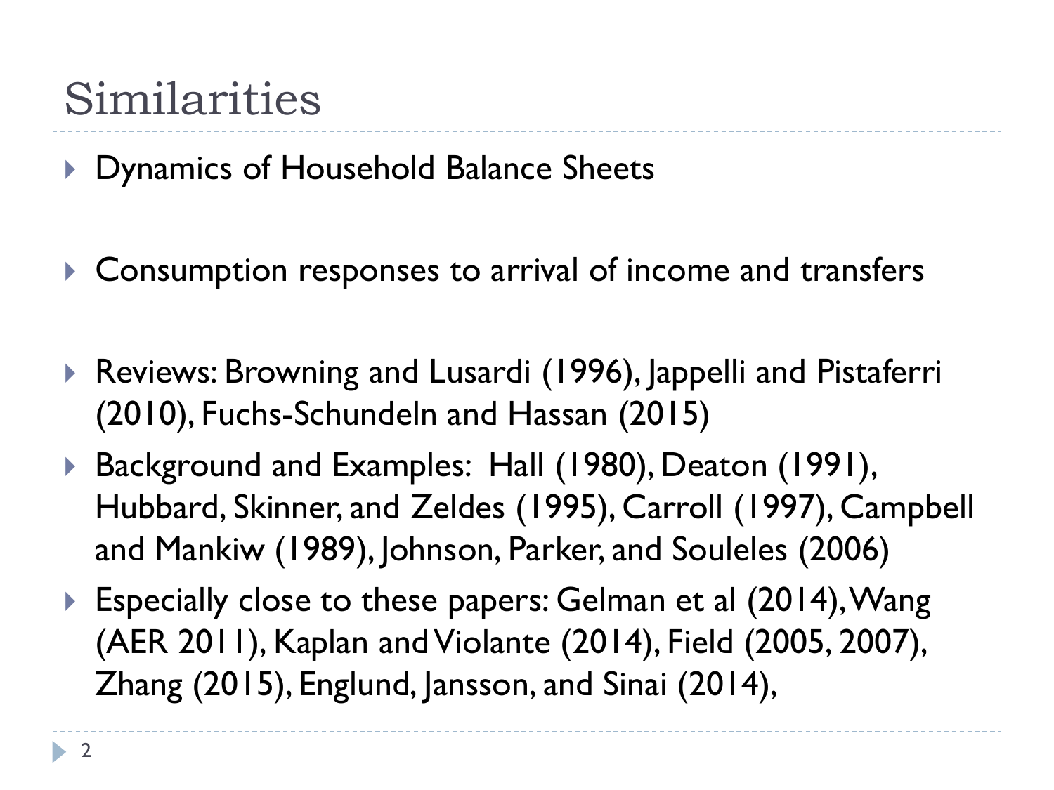# Similarities

- Dynamics of Household Balance Sheets

- Consumption responses to arrival of income and transfers

- Reviews: Browning and Lusardi (1996), Jappelli and Pistaferri (2010), Fuchs-Schundeln and Hassan (2015)
- Background and Examples: Hall (1980), Deaton (1991), Hubbard, Skinner, and Zeldes (1995), Carroll (1997), Campbell and Mankiw (1989), Johnson, Parker, and Souleles (2006)
- Especially close to these papers: Gelman et al (2014), Wang (AER 2011), Kaplan and Violante (2014), Field (2005, 2007), Zhang (2015), Englund, Jansson, and Sinai (2014),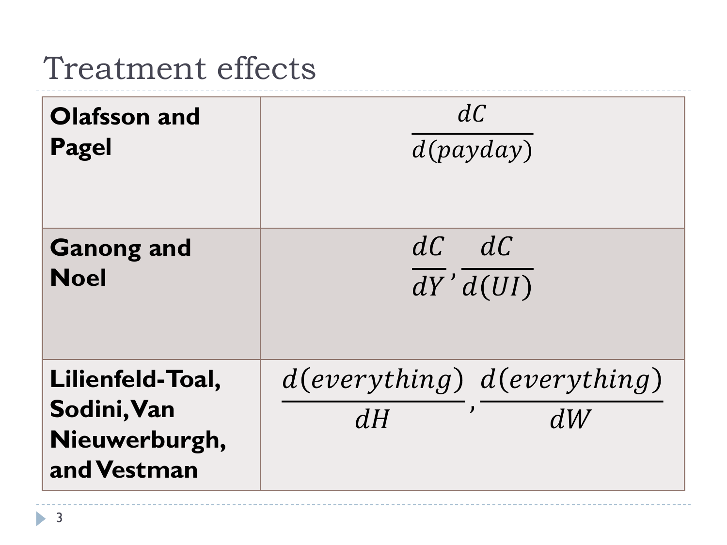# Treatment effects

| | |
|---|---|
| **Olafsson and Pagel** | $\frac{dC}{d(payday)}$ |
| **Ganong and Noel** | $\frac{dC}{dY}, \frac{dC}{d(UI)}$ |
| **Lilienfeld-Toal, Sodini, Van Nieuwerburgh, and Vestman** | $\frac{d(everything)}{dH}, \frac{d(everything)}{dW}$ |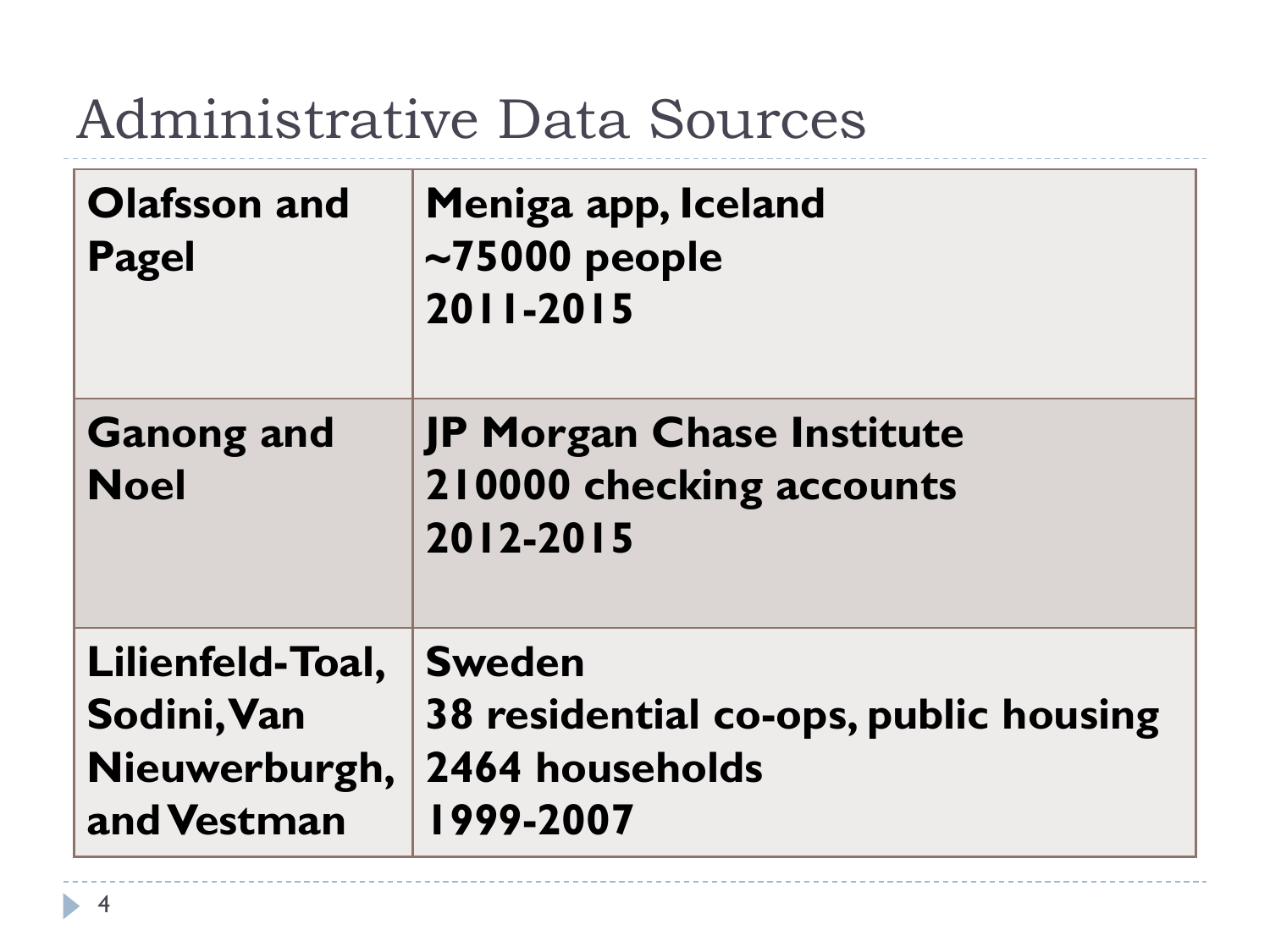# Administrative Data Sources

| | |
|---|---|
| **Olafsson and Pagel** | **Meniga app, Iceland**<br>**~75000 people**<br>**2011-2015** |
| **Ganong and Noel** | **JP Morgan Chase Institute**<br>**210000 checking accounts**<br>**2012-2015** |
| **Lilienfeld-Toal, Sodini, Van Nieuwerburgh, and Vestman** | **Sweden**<br>**38 residential co-ops, public housing**<br>**2464 households**<br>**1999-2007** |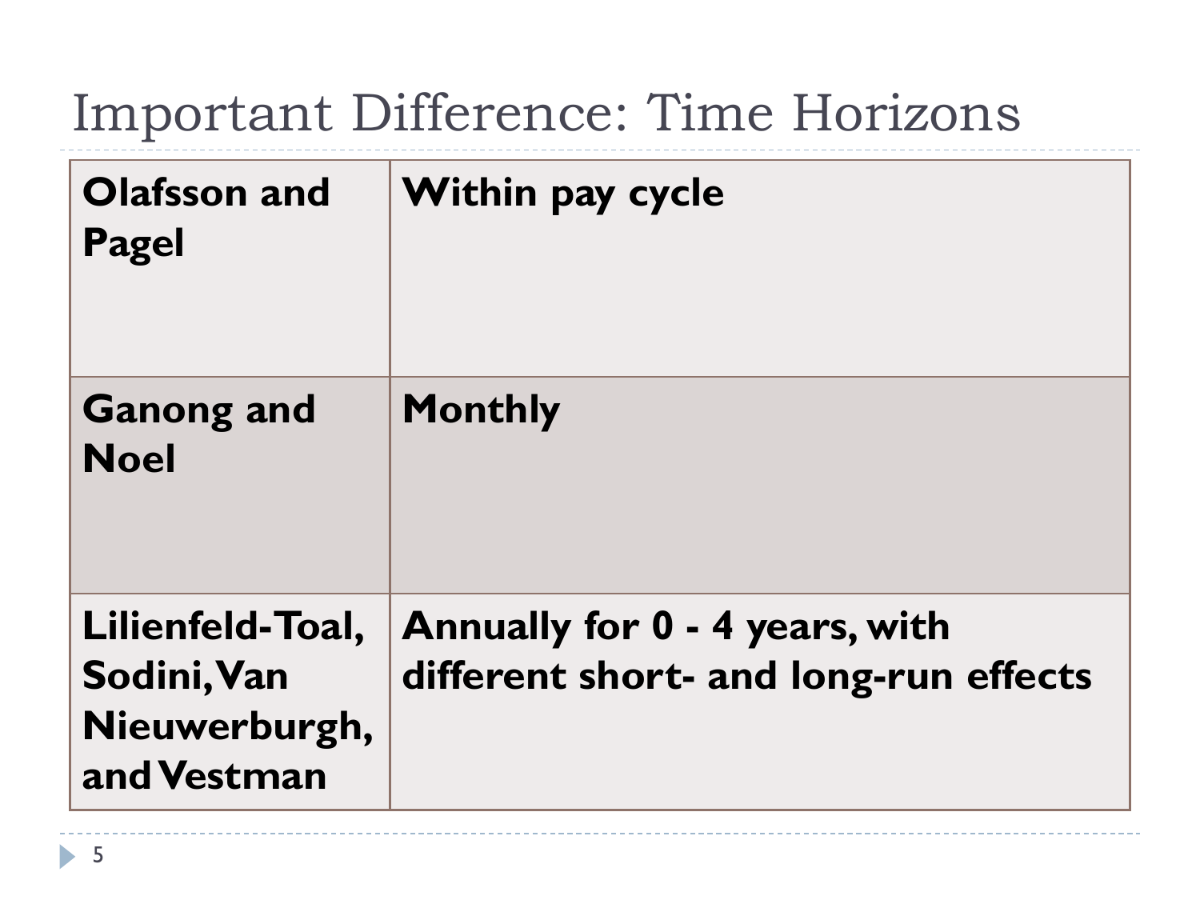# Important Difference: Time Horizons

| | |
|---|---|
| **Olafsson and Pagel** | **Within pay cycle** |
| **Ganong and Noel** | **Monthly** |
| **Lilienfeld-Toal, Sodini, Van Nieuwerburgh, and Vestman** | **Annually for 0 - 4 years, with different short- and long-run effects** |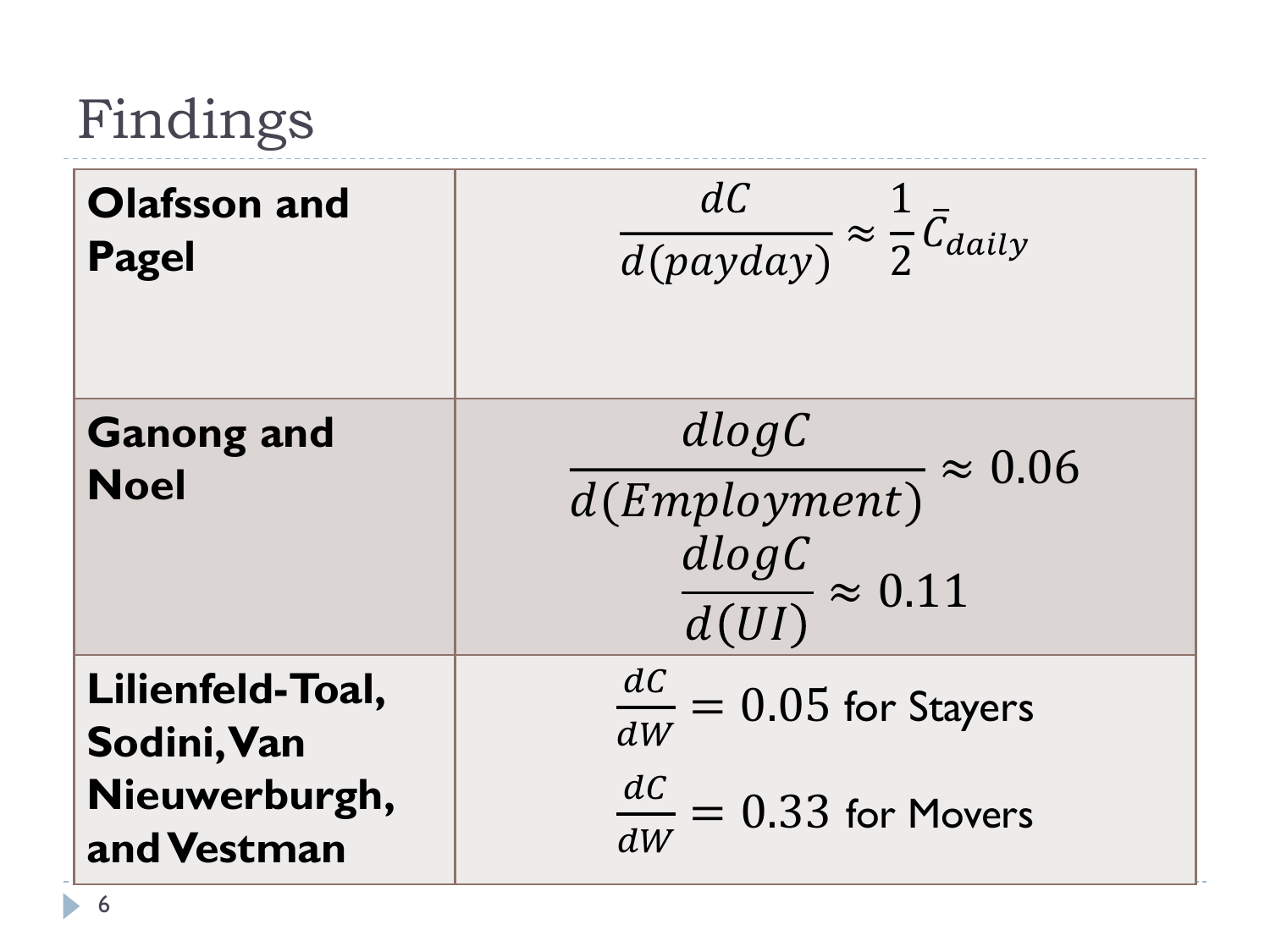# Findings

| | |
|---|---|
| **Olafsson and Pagel** | $\frac{dC}{d(payday)} \approx \frac{1}{2}\bar{C}_{daily}$ |
| **Ganong and Noel** | $\frac{dlogC}{d(Employment)} \approx 0.06$ <br> $\frac{dlogC}{d(UI)} \approx 0.11$ |
| **Lilienfeld-Toal, Sodini, Van Nieuwerburgh, and Vestman** | $\frac{dC}{dW} = 0.05$ for Stayers <br> $\frac{dC}{dW} = 0.33$ for Movers |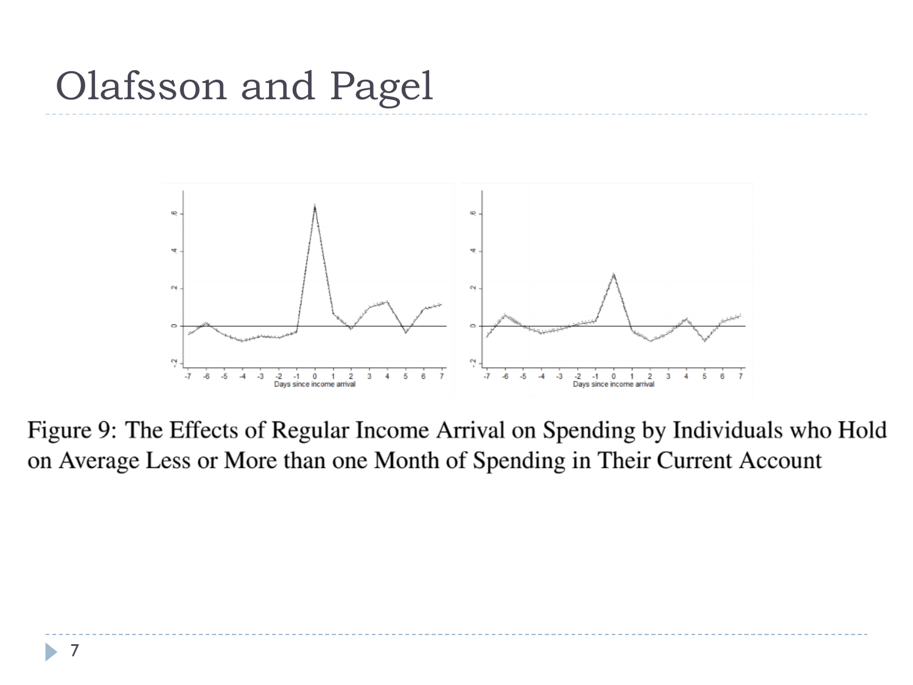# Olafsson and Pagel

Figure 9: The Effects of Regular Income Arrival on Spending by Individuals who Hold on Average Less or More than one Month of Spending in Their Current Account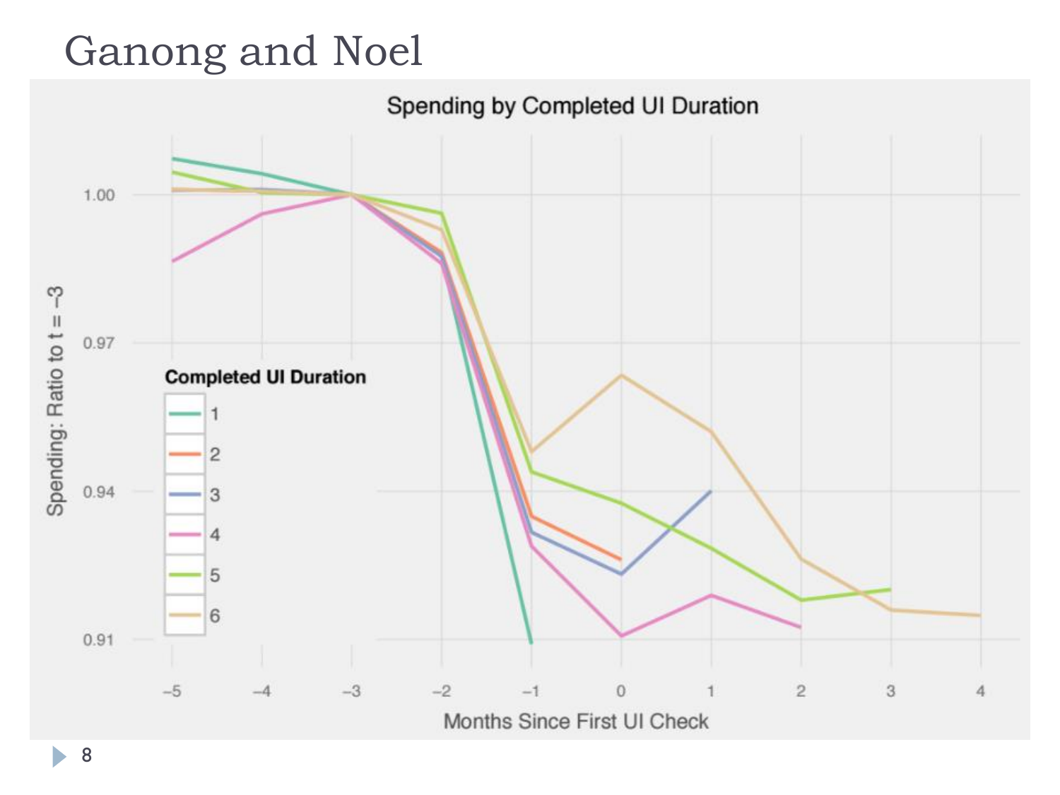# Ganong and Noel

**Spending by Completed UI Duration**

Spending: Ratio to t = −3

Months Since First UI Check

Completed UI Duration: 1, 2, 3, 4, 5, 6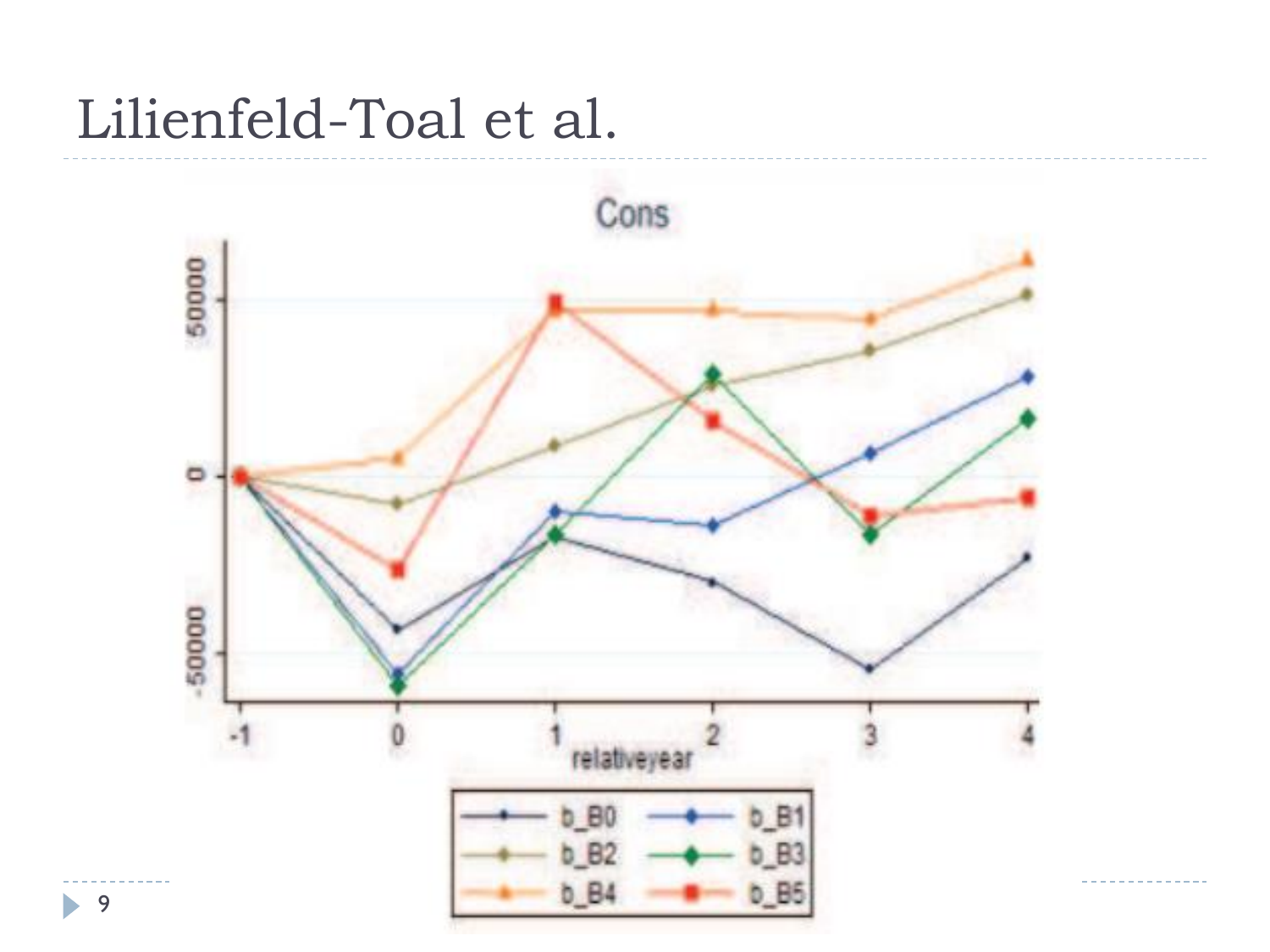# Lilienfeld-Toal et al.

Cons

| | b_B0 | b_B1 | b_B2 | b_B3 | b_B4 | b_B5 |
|---|---|---|---|---|---|---|
| -1 | 0 | 0 | 0 | 0 | 0 | 0 |
| 0 | | | | | | |
| 1 | | | | | | |
| 2 | | | | | | |
| 3 | | | | | | |
| 4 | | | | | | |

relativeyear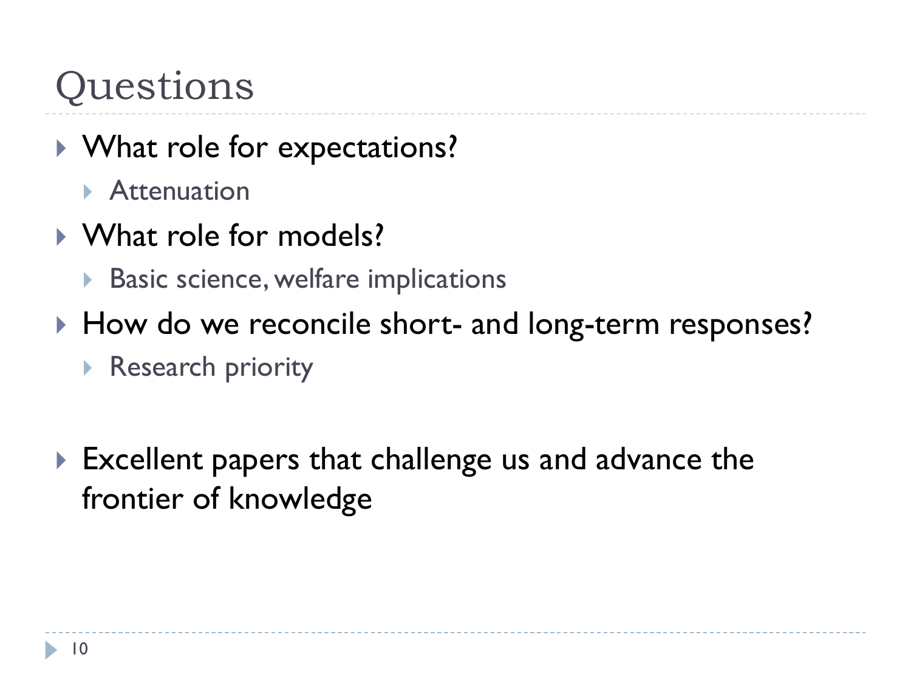# Questions

- What role for expectations?
  - Attenuation
- What role for models?
  - Basic science, welfare implications
- How do we reconcile short- and long-term responses?
  - Research priority

- Excellent papers that challenge us and advance the frontier of knowledge